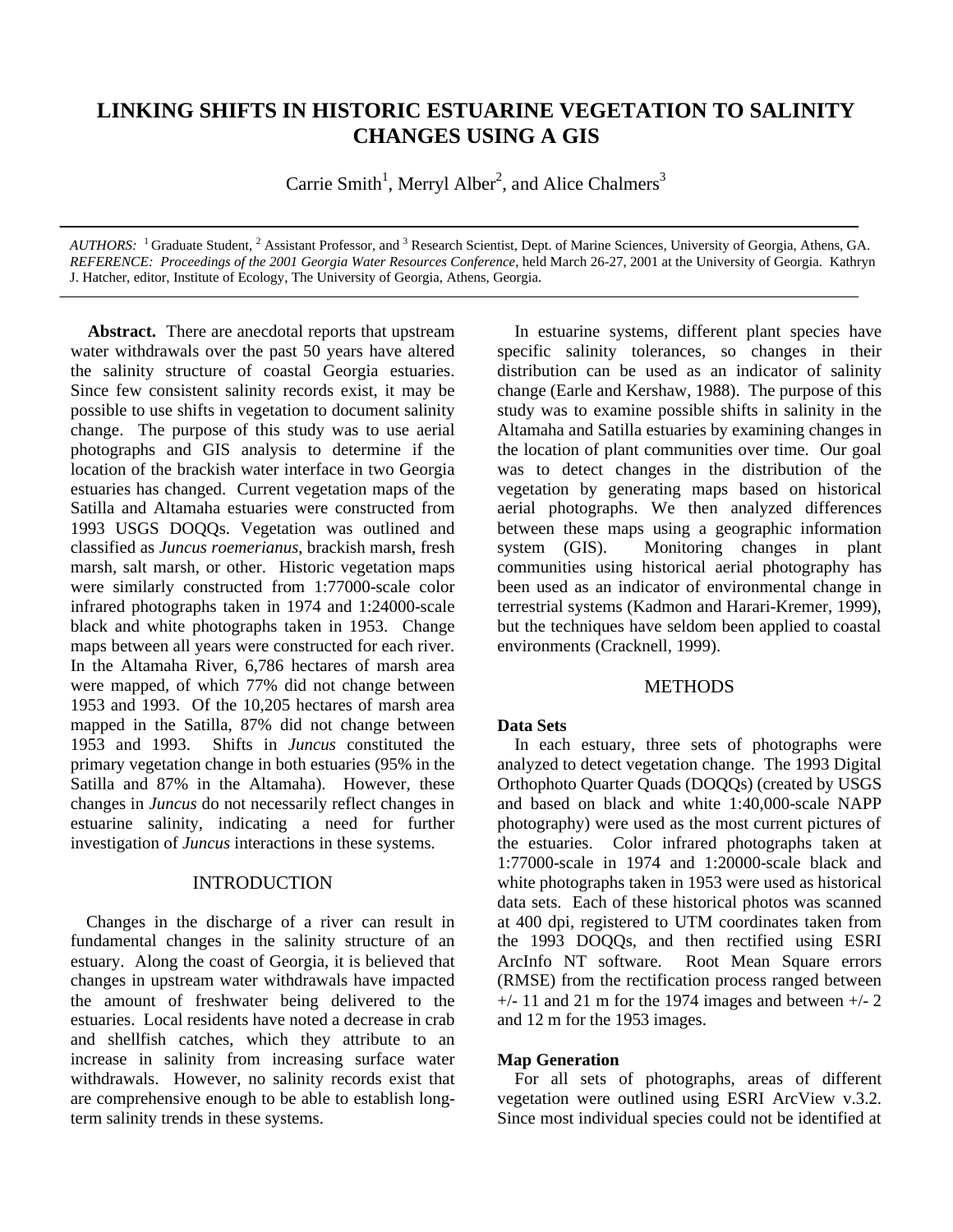# LINKING SHIFTS IN HISTORIC ESTUARINE VEGETATION TO SALINITY CHANGES USING A GIS

Carrie Smith[1], Merryl Alber[2], and Alice Chalmers[3]

*AUTHORS:* [1] Graduate Student, [2] Assistant Professor, and [3] Research Scientist, Dept. of Marine Sciences, University of Georgia, Athens, GA.
*REFERENCE: Proceedings of the 2001 Georgia Water Resources Conference*, held March 26-27, 2001 at the University of Georgia. Kathryn J. Hatcher, editor, Institute of Ecology, The University of Georgia, Athens, Georgia.

**Abstract.** There are anecdotal reports that upstream water withdrawals over the past 50 years have altered the salinity structure of coastal Georgia estuaries. Since few consistent salinity records exist, it may be possible to use shifts in vegetation to document salinity change. The purpose of this study was to use aerial photographs and GIS analysis to determine if the location of the brackish water interface in two Georgia estuaries has changed. Current vegetation maps of the Satilla and Altamaha estuaries were constructed from 1993 USGS DOQQs. Vegetation was outlined and classified as *Juncus roemerianus*, brackish marsh, fresh marsh, salt marsh, or other. Historic vegetation maps were similarly constructed from 1:77000-scale color infrared photographs taken in 1974 and 1:24000-scale black and white photographs taken in 1953. Change maps between all years were constructed for each river. In the Altamaha River, 6,786 hectares of marsh area were mapped, of which 77% did not change between 1953 and 1993. Of the 10,205 hectares of marsh area mapped in the Satilla, 87% did not change between 1953 and 1993. Shifts in *Juncus* constituted the primary vegetation change in both estuaries (95% in the Satilla and 87% in the Altamaha). However, these changes in *Juncus* do not necessarily reflect changes in estuarine salinity, indicating a need for further investigation of *Juncus* interactions in these systems.

## INTRODUCTION

Changes in the discharge of a river can result in fundamental changes in the salinity structure of an estuary. Along the coast of Georgia, it is believed that changes in upstream water withdrawals have impacted the amount of freshwater being delivered to the estuaries. Local residents have noted a decrease in crab and shellfish catches, which they attribute to an increase in salinity from increasing surface water withdrawals. However, no salinity records exist that are comprehensive enough to be able to establish long-term salinity trends in these systems.

In estuarine systems, different plant species have specific salinity tolerances, so changes in their distribution can be used as an indicator of salinity change (Earle and Kershaw, 1988). The purpose of this study was to examine possible shifts in salinity in the Altamaha and Satilla estuaries by examining changes in the location of plant communities over time. Our goal was to detect changes in the distribution of the vegetation by generating maps based on historical aerial photographs. We then analyzed differences between these maps using a geographic information system (GIS). Monitoring changes in plant communities using historical aerial photography has been used as an indicator of environmental change in terrestrial systems (Kadmon and Harari-Kremer, 1999), but the techniques have seldom been applied to coastal environments (Cracknell, 1999).

## METHODS

### Data Sets

In each estuary, three sets of photographs were analyzed to detect vegetation change. The 1993 Digital Orthophoto Quarter Quads (DOQQs) (created by USGS and based on black and white 1:40,000-scale NAPP photography) were used as the most current pictures of the estuaries. Color infrared photographs taken at 1:77000-scale in 1974 and 1:20000-scale black and white photographs taken in 1953 were used as historical data sets. Each of these historical photos was scanned at 400 dpi, registered to UTM coordinates taken from the 1993 DOQQs, and then rectified using ESRI ArcInfo NT software. Root Mean Square errors (RMSE) from the rectification process ranged between +/- 11 and 21 m for the 1974 images and between +/- 2 and 12 m for the 1953 images.

### Map Generation

For all sets of photographs, areas of different vegetation were outlined using ESRI ArcView v.3.2. Since most individual species could not be identified at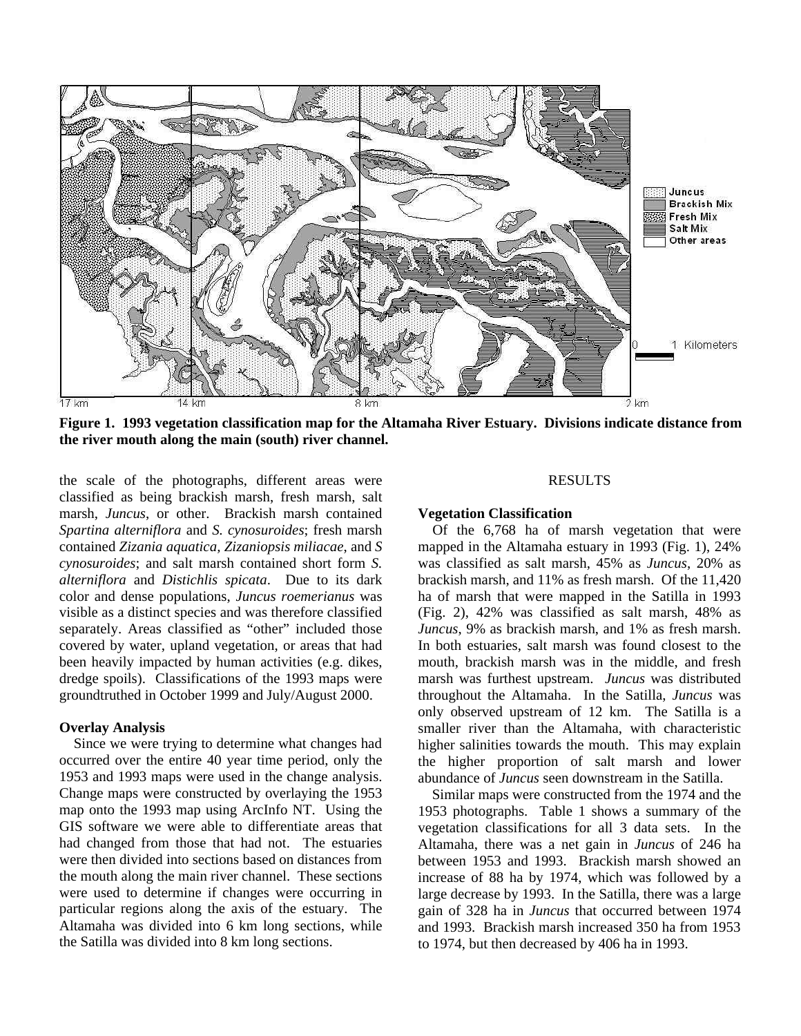**Figure 1. 1993 vegetation classification map for the Altamaha River Estuary. Divisions indicate distance from the river mouth along the main (south) river channel.**

the scale of the photographs, different areas were classified as being brackish marsh, fresh marsh, salt marsh, *Juncus*, or other. Brackish marsh contained *Spartina alterniflora* and *S. cynosuroides*; fresh marsh contained *Zizania aquatica, Zizaniopsis miliacae*, and *S cynosuroides*; and salt marsh contained short form *S. alterniflora* and *Distichlis spicata*. Due to its dark color and dense populations, *Juncus roemerianus* was visible as a distinct species and was therefore classified separately. Areas classified as "other" included those covered by water, upland vegetation, or areas that had been heavily impacted by human activities (e.g. dikes, dredge spoils). Classifications of the 1993 maps were groundtruthed in October 1999 and July/August 2000.

### Overlay Analysis

Since we were trying to determine what changes had occurred over the entire 40 year time period, only the 1953 and 1993 maps were used in the change analysis. Change maps were constructed by overlaying the 1953 map onto the 1993 map using ArcInfo NT. Using the GIS software we were able to differentiate areas that had changed from those that had not. The estuaries were then divided into sections based on distances from the mouth along the main river channel. These sections were used to determine if changes were occurring in particular regions along the axis of the estuary. The Altamaha was divided into 6 km long sections, while the Satilla was divided into 8 km long sections.

## RESULTS

### Vegetation Classification

Of the 6,768 ha of marsh vegetation that were mapped in the Altamaha estuary in 1993 (Fig. 1), 24% was classified as salt marsh, 45% as *Juncus*, 20% as brackish marsh, and 11% as fresh marsh. Of the 11,420 ha of marsh that were mapped in the Satilla in 1993 (Fig. 2), 42% was classified as salt marsh, 48% as *Juncus*, 9% as brackish marsh, and 1% as fresh marsh. In both estuaries, salt marsh was found closest to the mouth, brackish marsh was in the middle, and fresh marsh was furthest upstream. *Juncus* was distributed throughout the Altamaha. In the Satilla, *Juncus* was only observed upstream of 12 km. The Satilla is a smaller river than the Altamaha, with characteristic higher salinities towards the mouth. This may explain the higher proportion of salt marsh and lower abundance of *Juncus* seen downstream in the Satilla.

Similar maps were constructed from the 1974 and the 1953 photographs. Table 1 shows a summary of the vegetation classifications for all 3 data sets. In the Altamaha, there was a net gain in *Juncus* of 246 ha between 1953 and 1993. Brackish marsh showed an increase of 88 ha by 1974, which was followed by a large decrease by 1993. In the Satilla, there was a large gain of 328 ha in *Juncus* that occurred between 1974 and 1993. Brackish marsh increased 350 ha from 1953 to 1974, but then decreased by 406 ha in 1993.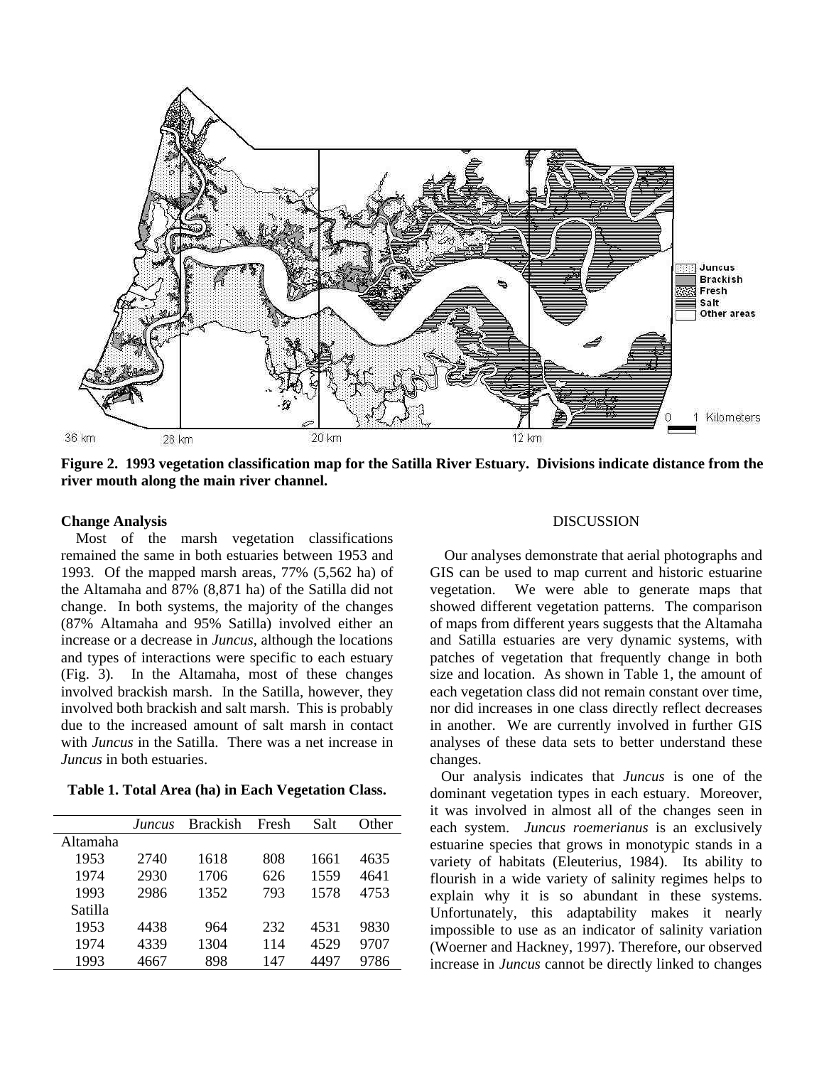**Figure 2. 1993 vegetation classification map for the Satilla River Estuary. Divisions indicate distance from the river mouth along the main river channel.**

### Change Analysis

Most of the marsh vegetation classifications remained the same in both estuaries between 1953 and 1993. Of the mapped marsh areas, 77% (5,562 ha) of the Altamaha and 87% (8,871 ha) of the Satilla did not change. In both systems, the majority of the changes (87% Altamaha and 95% Satilla) involved either an increase or a decrease in *Juncus*, although the locations and types of interactions were specific to each estuary (Fig. 3). In the Altamaha, most of these changes involved brackish marsh. In the Satilla, however, they involved both brackish and salt marsh. This is probably due to the increased amount of salt marsh in contact with *Juncus* in the Satilla. There was a net increase in *Juncus* in both estuaries.

**Table 1. Total Area (ha) in Each Vegetation Class.**

| | *Juncus* | Brackish | Fresh | Salt | Other |
|---|---|---|---|---|---|
| Altamaha | | | | | |
| 1953 | 2740 | 1618 | 808 | 1661 | 4635 |
| 1974 | 2930 | 1706 | 626 | 1559 | 4641 |
| 1993 | 2986 | 1352 | 793 | 1578 | 4753 |
| Satilla | | | | | |
| 1953 | 4438 | 964 | 232 | 4531 | 9830 |
| 1974 | 4339 | 1304 | 114 | 4529 | 9707 |
| 1993 | 4667 | 898 | 147 | 4497 | 9786 |

## DISCUSSION

Our analyses demonstrate that aerial photographs and GIS can be used to map current and historic estuarine vegetation. We were able to generate maps that showed different vegetation patterns. The comparison of maps from different years suggests that the Altamaha and Satilla estuaries are very dynamic systems, with patches of vegetation that frequently change in both size and location. As shown in Table 1, the amount of each vegetation class did not remain constant over time, nor did increases in one class directly reflect decreases in another. We are currently involved in further GIS analyses of these data sets to better understand these changes.

Our analysis indicates that *Juncus* is one of the dominant vegetation types in each estuary. Moreover, it was involved in almost all of the changes seen in each system. *Juncus roemerianus* is an exclusively estuarine species that grows in monotypic stands in a variety of habitats (Eleuterius, 1984). Its ability to flourish in a wide variety of salinity regimes helps to explain why it is so abundant in these systems. Unfortunately, this adaptability makes it nearly impossible to use as an indicator of salinity variation (Woerner and Hackney, 1997). Therefore, our observed increase in *Juncus* cannot be directly linked to changes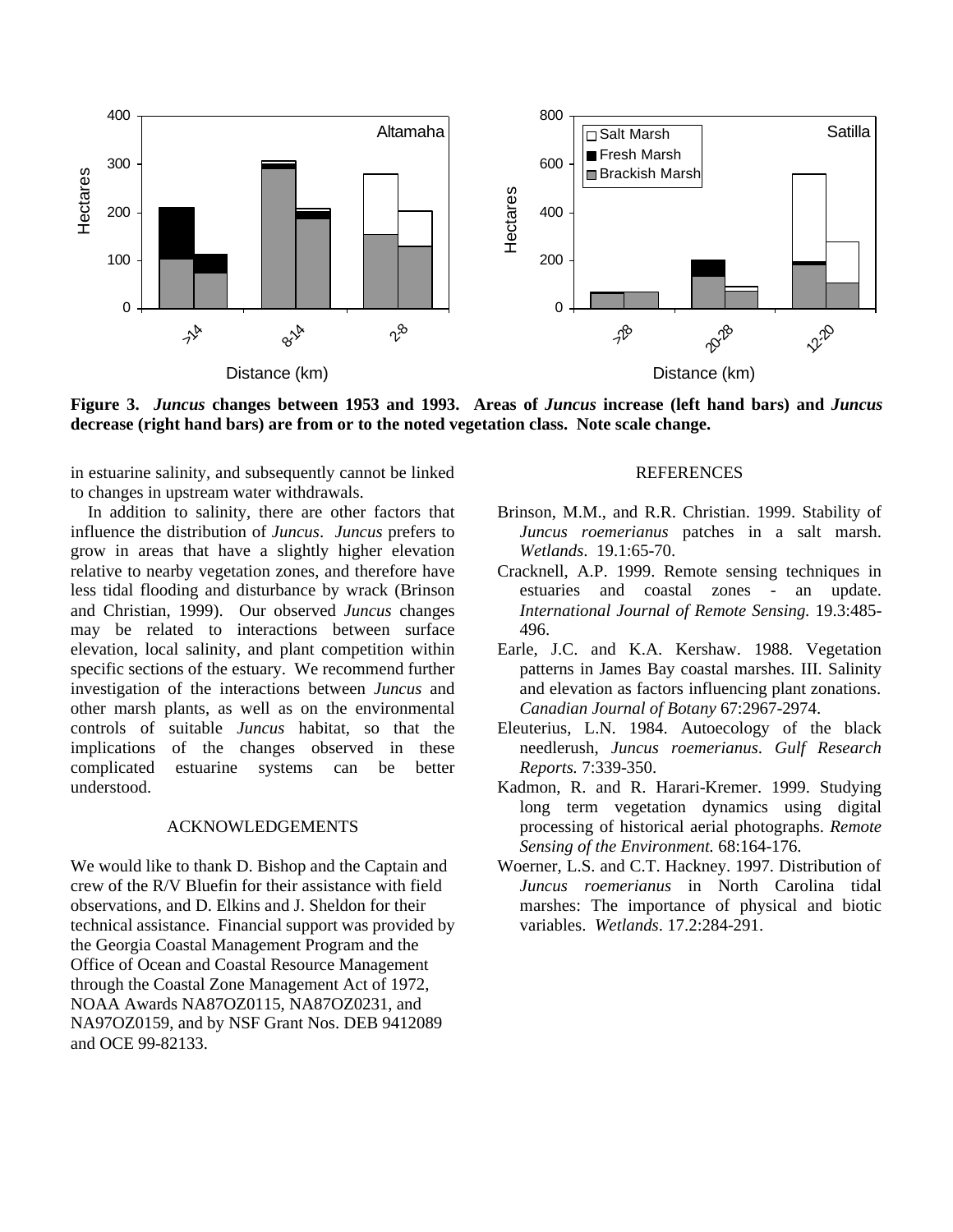Altamaha

400
300
200
100
0

Hectares

>14
8-14
2-8

Distance (km)

Satilla

800
600
400
200
0

Hectares

Salt Marsh
Fresh Marsh
Brackish Marsh

>28
20-28
12-20

Distance (km)

**Figure 3.** ***Juncus* changes between 1953 and 1993. Areas of *Juncus* increase (left hand bars) and *Juncus* decrease (right hand bars) are from or to the noted vegetation class. Note scale change.**

in estuarine salinity, and subsequently cannot be linked to changes in upstream water withdrawals.

In addition to salinity, there are other factors that influence the distribution of *Juncus*. *Juncus* prefers to grow in areas that have a slightly higher elevation relative to nearby vegetation zones, and therefore have less tidal flooding and disturbance by wrack (Brinson and Christian, 1999). Our observed *Juncus* changes may be related to interactions between surface elevation, local salinity, and plant competition within specific sections of the estuary. We recommend further investigation of the interactions between *Juncus* and other marsh plants, as well as on the environmental controls of suitable *Juncus* habitat, so that the implications of the changes observed in these complicated estuarine systems can be better understood.

## ACKNOWLEDGEMENTS

We would like to thank D. Bishop and the Captain and crew of the R/V Bluefin for their assistance with field observations, and D. Elkins and J. Sheldon for their technical assistance. Financial support was provided by the Georgia Coastal Management Program and the Office of Ocean and Coastal Resource Management through the Coastal Zone Management Act of 1972, NOAA Awards NA87OZ0115, NA87OZ0231, and NA97OZ0159, and by NSF Grant Nos. DEB 9412089 and OCE 99-82133.

## REFERENCES

Brinson, M.M., and R.R. Christian. 1999. Stability of *Juncus roemerianus* patches in a salt marsh. *Wetlands*. 19.1:65-70.

Cracknell, A.P. 1999. Remote sensing techniques in estuaries and coastal zones - an update. *International Journal of Remote Sensing.* 19.3:485-496.

Earle, J.C. and K.A. Kershaw. 1988. Vegetation patterns in James Bay coastal marshes. III. Salinity and elevation as factors influencing plant zonations. *Canadian Journal of Botany* 67:2967-2974.

Eleuterius, L.N. 1984. Autoecology of the black needlerush, *Juncus roemerianus*. *Gulf Research Reports.* 7:339-350.

Kadmon, R. and R. Harari-Kremer. 1999. Studying long term vegetation dynamics using digital processing of historical aerial photographs. *Remote Sensing of the Environment.* 68:164-176.

Woerner, L.S. and C.T. Hackney. 1997. Distribution of *Juncus roemerianus* in North Carolina tidal marshes: The importance of physical and biotic variables. *Wetlands*. 17.2:284-291.